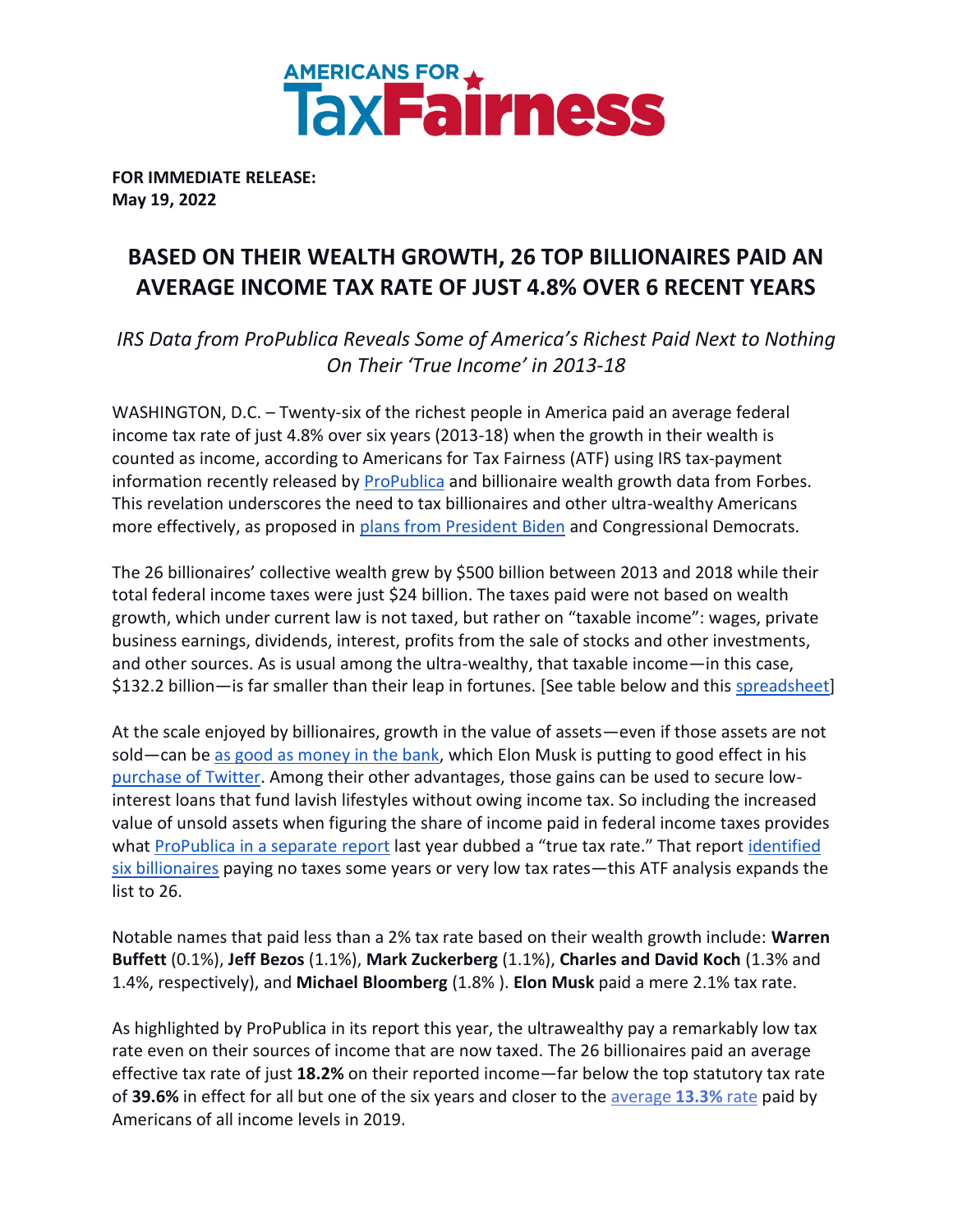**AMERICANS FOR TaxFairness**

**FOR IMMEDIATE RELEASE:**
**May 19, 2022**

# BASED ON THEIR WEALTH GROWTH, 26 TOP BILLIONAIRES PAID AN AVERAGE INCOME TAX RATE OF JUST 4.8% OVER 6 RECENT YEARS

*IRS Data from ProPublica Reveals Some of America's Richest Paid Next to Nothing On Their 'True Income' in 2013-18*

WASHINGTON, D.C. – Twenty-six of the richest people in America paid an average federal income tax rate of just 4.8% over six years (2013-18) when the growth in their wealth is counted as income, according to Americans for Tax Fairness (ATF) using IRS tax-payment information recently released by ProPublica and billionaire wealth growth data from Forbes. This revelation underscores the need to tax billionaires and other ultra-wealthy Americans more effectively, as proposed in plans from President Biden and Congressional Democrats.

The 26 billionaires' collective wealth grew by $500 billion between 2013 and 2018 while their total federal income taxes were just $24 billion. The taxes paid were not based on wealth growth, which under current law is not taxed, but rather on "taxable income": wages, private business earnings, dividends, interest, profits from the sale of stocks and other investments, and other sources. As is usual among the ultra-wealthy, that taxable income—in this case, $132.2 billion—is far smaller than their leap in fortunes. [See table below and this spreadsheet]

At the scale enjoyed by billionaires, growth in the value of assets—even if those assets are not sold—can be as good as money in the bank, which Elon Musk is putting to good effect in his purchase of Twitter. Among their other advantages, those gains can be used to secure low-interest loans that fund lavish lifestyles without owing income tax. So including the increased value of unsold assets when figuring the share of income paid in federal income taxes provides what ProPublica in a separate report last year dubbed a "true tax rate." That report identified six billionaires paying no taxes some years or very low tax rates—this ATF analysis expands the list to 26.

Notable names that paid less than a 2% tax rate based on their wealth growth include: **Warren Buffett** (0.1%), **Jeff Bezos** (1.1%), **Mark Zuckerberg** (1.1%), **Charles and David Koch** (1.3% and 1.4%, respectively), and **Michael Bloomberg** (1.8% ). **Elon Musk** paid a mere 2.1% tax rate.

As highlighted by ProPublica in its report this year, the ultrawealthy pay a remarkably low tax rate even on their sources of income that are now taxed. The 26 billionaires paid an average effective tax rate of just **18.2%** on their reported income—far below the top statutory tax rate of **39.6%** in effect for all but one of the six years and closer to the average **13.3%** rate paid by Americans of all income levels in 2019.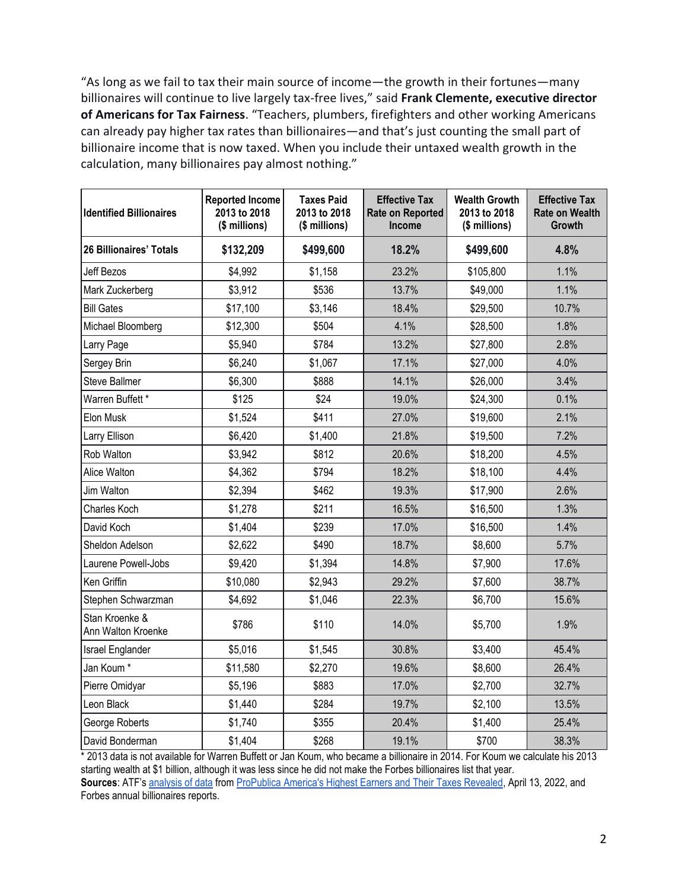“As long as we fail to tax their main source of income—the growth in their fortunes—many billionaires will continue to live largely tax-free lives,” said **Frank Clemente, executive director of Americans for Tax Fairness**. “Teachers, plumbers, firefighters and other working Americans can already pay higher tax rates than billionaires—and that’s just counting the small part of billionaire income that is now taxed. When you include their untaxed wealth growth in the calculation, many billionaires pay almost nothing.”

| Identified Billionaires | Reported Income 2013 to 2018 ($ millions) | Taxes Paid 2013 to 2018 ($ millions) | Effective Tax Rate on Reported Income | Wealth Growth 2013 to 2018 ($ millions) | Effective Tax Rate on Wealth Growth |
|---|---|---|---|---|---|
| **26 Billionaires' Totals** | **$132,209** | **$499,600** | **18.2%** | **$499,600** | **4.8%** |
| Jeff Bezos | $4,992 | $1,158 | 23.2% | $105,800 | 1.1% |
| Mark Zuckerberg | $3,912 | $536 | 13.7% | $49,000 | 1.1% |
| Bill Gates | $17,100 | $3,146 | 18.4% | $29,500 | 10.7% |
| Michael Bloomberg | $12,300 | $504 | 4.1% | $28,500 | 1.8% |
| Larry Page | $5,940 | $784 | 13.2% | $27,800 | 2.8% |
| Sergey Brin | $6,240 | $1,067 | 17.1% | $27,000 | 4.0% |
| Steve Ballmer | $6,300 | $888 | 14.1% | $26,000 | 3.4% |
| Warren Buffett * | $125 | $24 | 19.0% | $24,300 | 0.1% |
| Elon Musk | $1,524 | $411 | 27.0% | $19,600 | 2.1% |
| Larry Ellison | $6,420 | $1,400 | 21.8% | $19,500 | 7.2% |
| Rob Walton | $3,942 | $812 | 20.6% | $18,200 | 4.5% |
| Alice Walton | $4,362 | $794 | 18.2% | $18,100 | 4.4% |
| Jim Walton | $2,394 | $462 | 19.3% | $17,900 | 2.6% |
| Charles Koch | $1,278 | $211 | 16.5% | $16,500 | 1.3% |
| David Koch | $1,404 | $239 | 17.0% | $16,500 | 1.4% |
| Sheldon Adelson | $2,622 | $490 | 18.7% | $8,600 | 5.7% |
| Laurene Powell-Jobs | $9,420 | $1,394 | 14.8% | $7,900 | 17.6% |
| Ken Griffin | $10,080 | $2,943 | 29.2% | $7,600 | 38.7% |
| Stephen Schwarzman | $4,692 | $1,046 | 22.3% | $6,700 | 15.6% |
| Stan Kroenke & Ann Walton Kroenke | $786 | $110 | 14.0% | $5,700 | 1.9% |
| Israel Englander | $5,016 | $1,545 | 30.8% | $3,400 | 45.4% |
| Jan Koum * | $11,580 | $2,270 | 19.6% | $8,600 | 26.4% |
| Pierre Omidyar | $5,196 | $883 | 17.0% | $2,700 | 32.7% |
| Leon Black | $1,440 | $284 | 19.7% | $2,100 | 13.5% |
| George Roberts | $1,740 | $355 | 20.4% | $1,400 | 25.4% |
| David Bonderman | $1,404 | $268 | 19.1% | $700 | 38.3% |

* 2013 data is not available for Warren Buffett or Jan Koum, who became a billionaire in 2014. For Koum we calculate his 2013 starting wealth at $1 billion, although it was less since he did not make the Forbes billionaires list that year.

**Sources**: ATF’s analysis of data from ProPublica America's Highest Earners and Their Taxes Revealed, April 13, 2022, and Forbes annual billionaires reports.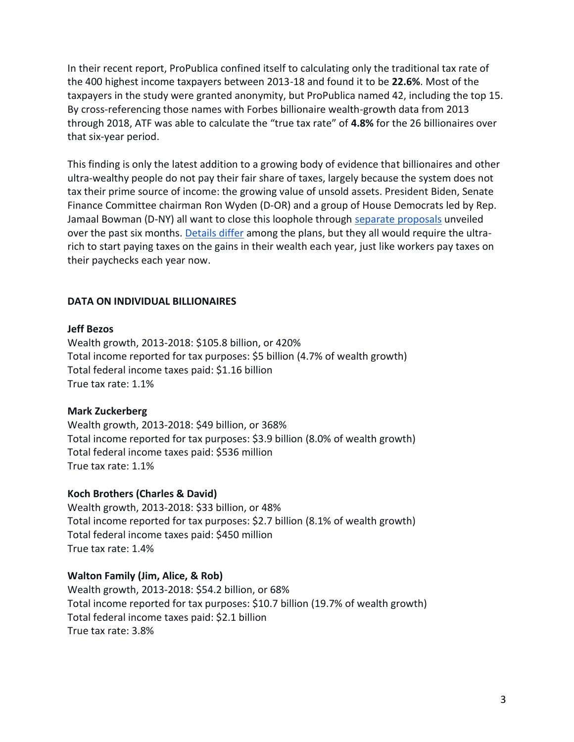In their recent report, ProPublica confined itself to calculating only the traditional tax rate of the 400 highest income taxpayers between 2013-18 and found it to be **22.6%**. Most of the taxpayers in the study were granted anonymity, but ProPublica named 42, including the top 15. By cross-referencing those names with Forbes billionaire wealth-growth data from 2013 through 2018, ATF was able to calculate the "true tax rate" of **4.8%** for the 26 billionaires over that six-year period.

This finding is only the latest addition to a growing body of evidence that billionaires and other ultra-wealthy people do not pay their fair share of taxes, largely because the system does not tax their prime source of income: the growing value of unsold assets. President Biden, Senate Finance Committee chairman Ron Wyden (D-OR) and a group of House Democrats led by Rep. Jamaal Bowman (D-NY) all want to close this loophole through separate proposals unveiled over the past six months. Details differ among the plans, but they all would require the ultra-rich to start paying taxes on the gains in their wealth each year, just like workers pay taxes on their paychecks each year now.

## DATA ON INDIVIDUAL BILLIONAIRES

**Jeff Bezos**
Wealth growth, 2013-2018: $105.8 billion, or 420%
Total income reported for tax purposes: $5 billion (4.7% of wealth growth)
Total federal income taxes paid: $1.16 billion
True tax rate: 1.1%

**Mark Zuckerberg**
Wealth growth, 2013-2018: $49 billion, or 368%
Total income reported for tax purposes: $3.9 billion (8.0% of wealth growth)
Total federal income taxes paid: $536 million
True tax rate: 1.1%

**Koch Brothers (Charles & David)**
Wealth growth, 2013-2018: $33 billion, or 48%
Total income reported for tax purposes: $2.7 billion (8.1% of wealth growth)
Total federal income taxes paid: $450 million
True tax rate: 1.4%

**Walton Family (Jim, Alice, & Rob)**
Wealth growth, 2013-2018: $54.2 billion, or 68%
Total income reported for tax purposes: $10.7 billion (19.7% of wealth growth)
Total federal income taxes paid: $2.1 billion
True tax rate: 3.8%